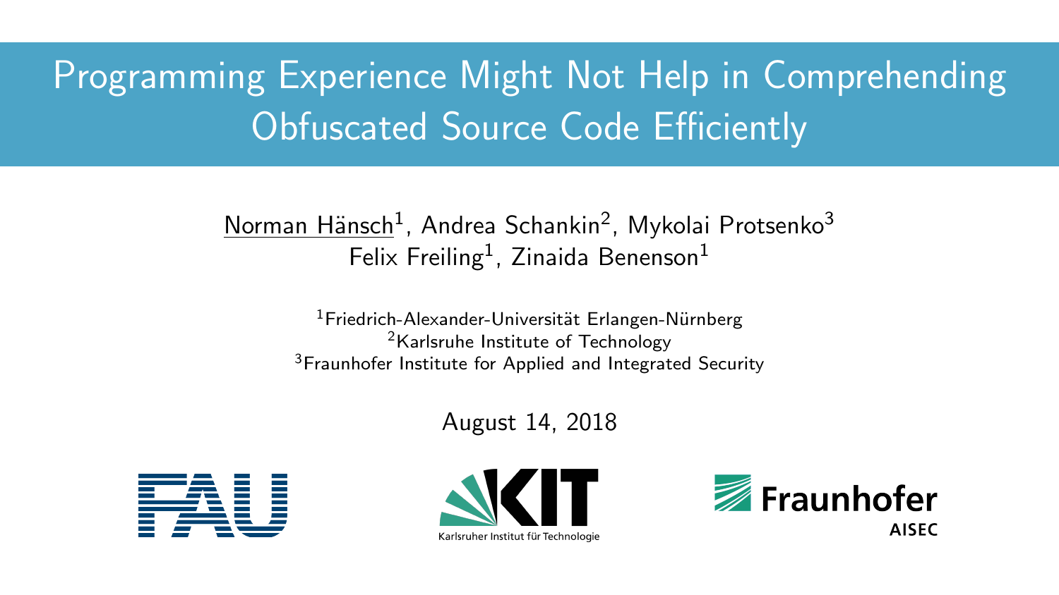# Programming Experience Might Not Help in Comprehending Obfuscated Source Code Efficiently

Norman Hänsch[1], Andrea Schankin[2], Mykolai Protsenko[3]
Felix Freiling[1], Zinaida Benenson[1]

[1]Friedrich-Alexander-Universität Erlangen-Nürnberg
[2]Karlsruhe Institute of Technology
[3]Fraunhofer Institute for Applied and Integrated Security

August 14, 2018

FAU

KIT
Karlsruher Institut für Technologie

Fraunhofer
AISEC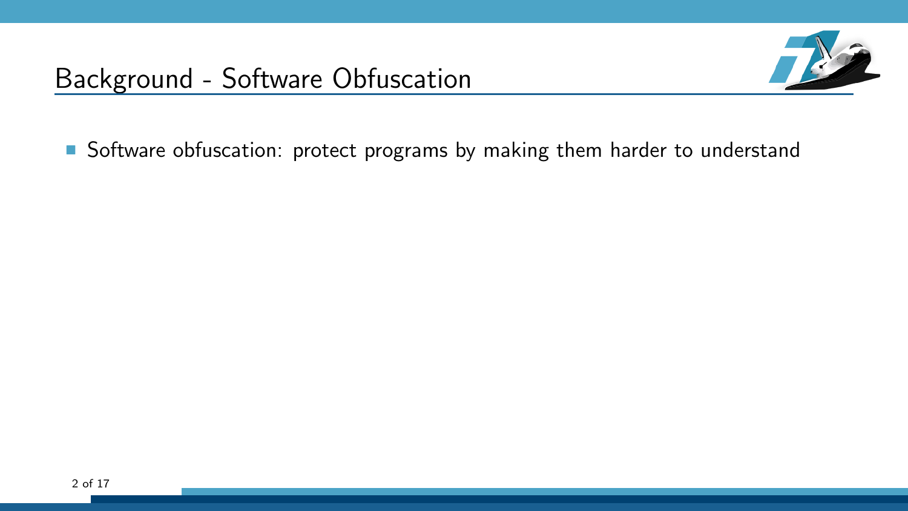# Background - Software Obfuscation

- Software obfuscation: protect programs by making them harder to understand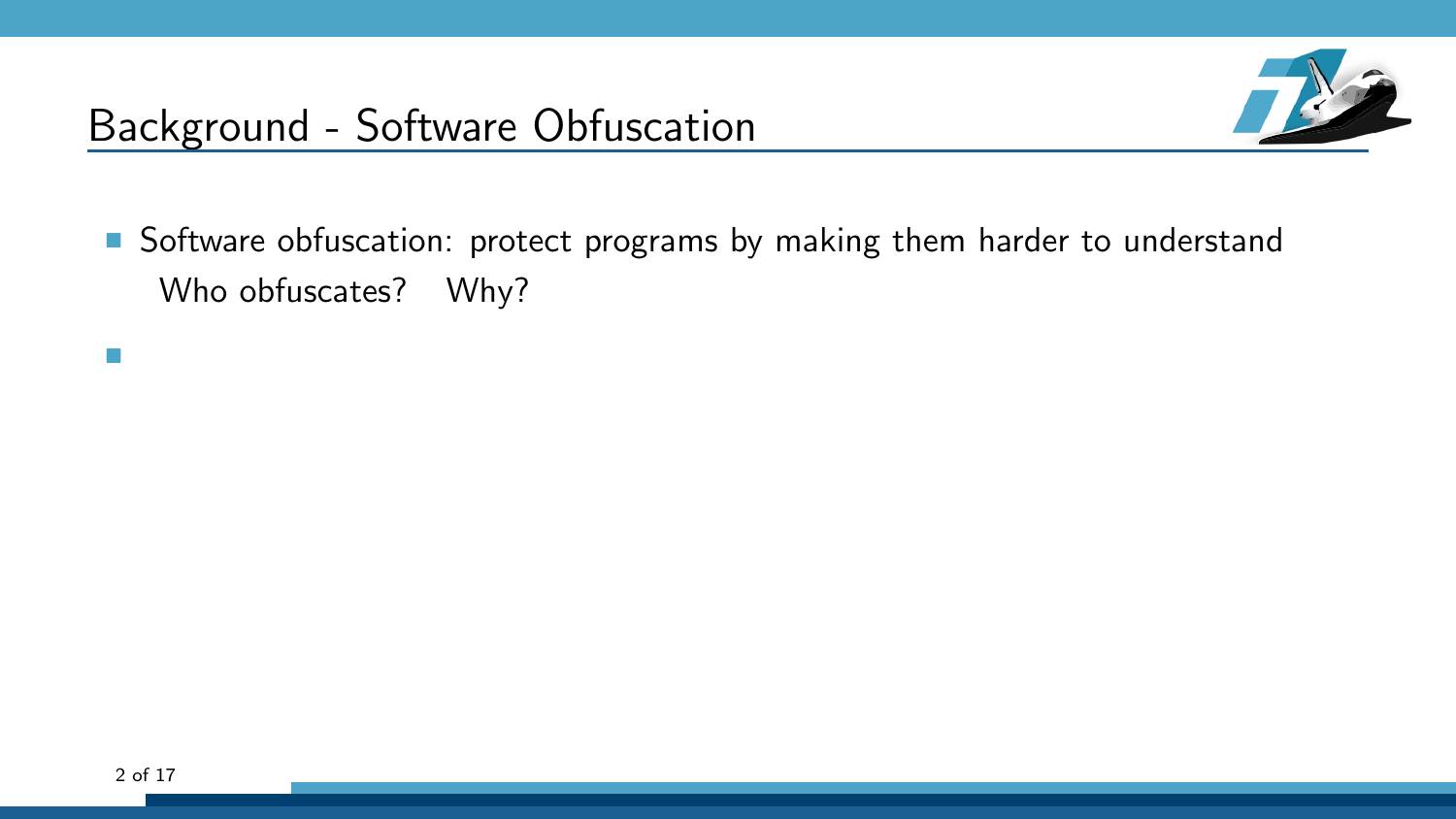# Background - Software Obfuscation

- Software obfuscation: protect programs by making them harder to understand
  Who obfuscates?    Why?
-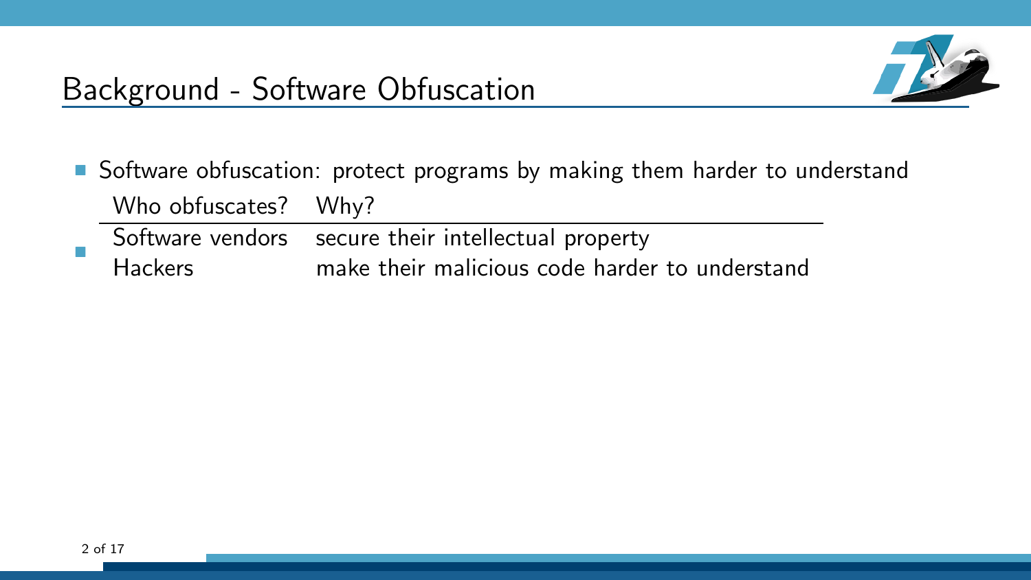# Background - Software Obfuscation

- Software obfuscation: protect programs by making them harder to understand
- | Who obfuscates? | Why? |
  | --- | --- |
  | Software vendors | secure their intellectual property |
  | Hackers | make their malicious code harder to understand |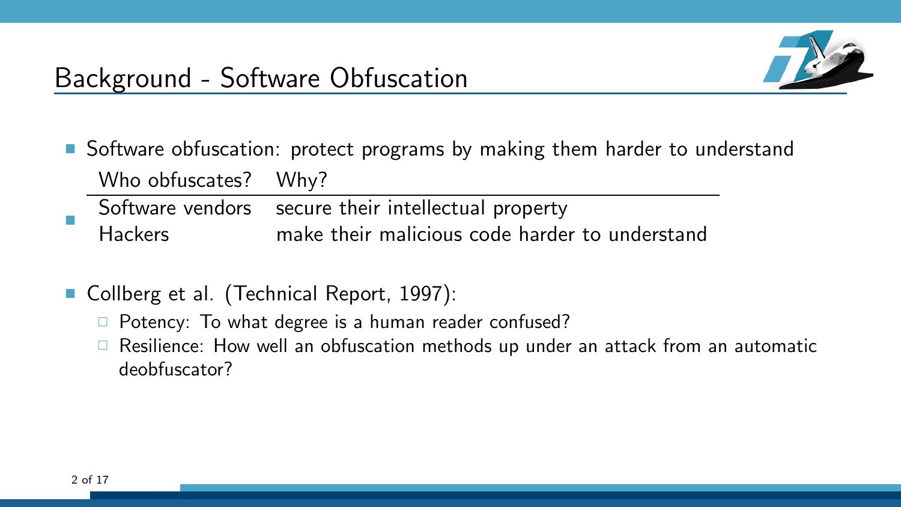# Background - Software Obfuscation

- Software obfuscation: protect programs by making them harder to understand
-
| Who obfuscates? | Why? |
|---|---|
| Software vendors | secure their intellectual property |
| Hackers | make their malicious code harder to understand |

- Collberg et al. (Technical Report, 1997):
  - Potency: To what degree is a human reader confused?
  - Resilience: How well an obfuscation methods up under an attack from an automatic deobfuscator?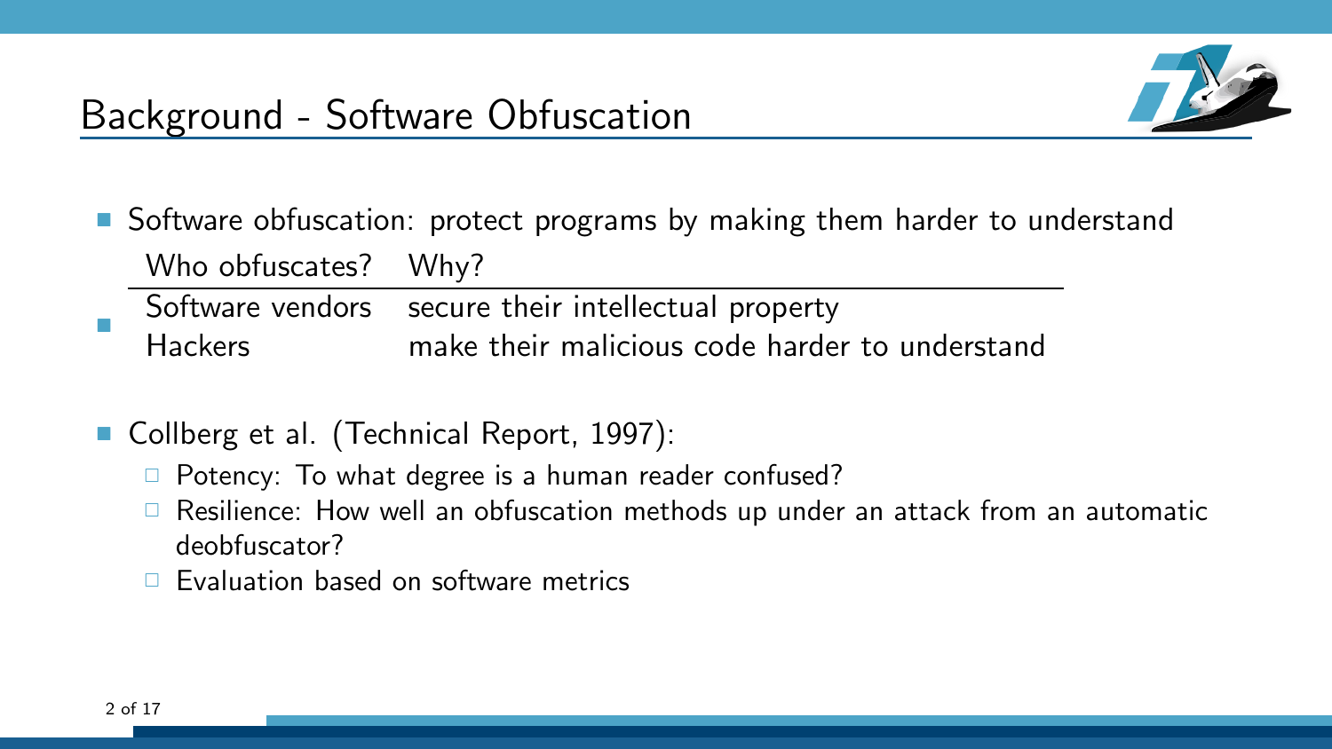## Background - Software Obfuscation

- Software obfuscation: protect programs by making them harder to understand
- | Who obfuscates? | Why? |
  | --- | --- |
  | Software vendors | secure their intellectual property |
  | Hackers | make their malicious code harder to understand |

- Collberg et al. (Technical Report, 1997):
  - Potency: To what degree is a human reader confused?
  - Resilience: How well an obfuscation methods up under an attack from an automatic deobfuscator?
  - Evaluation based on software metrics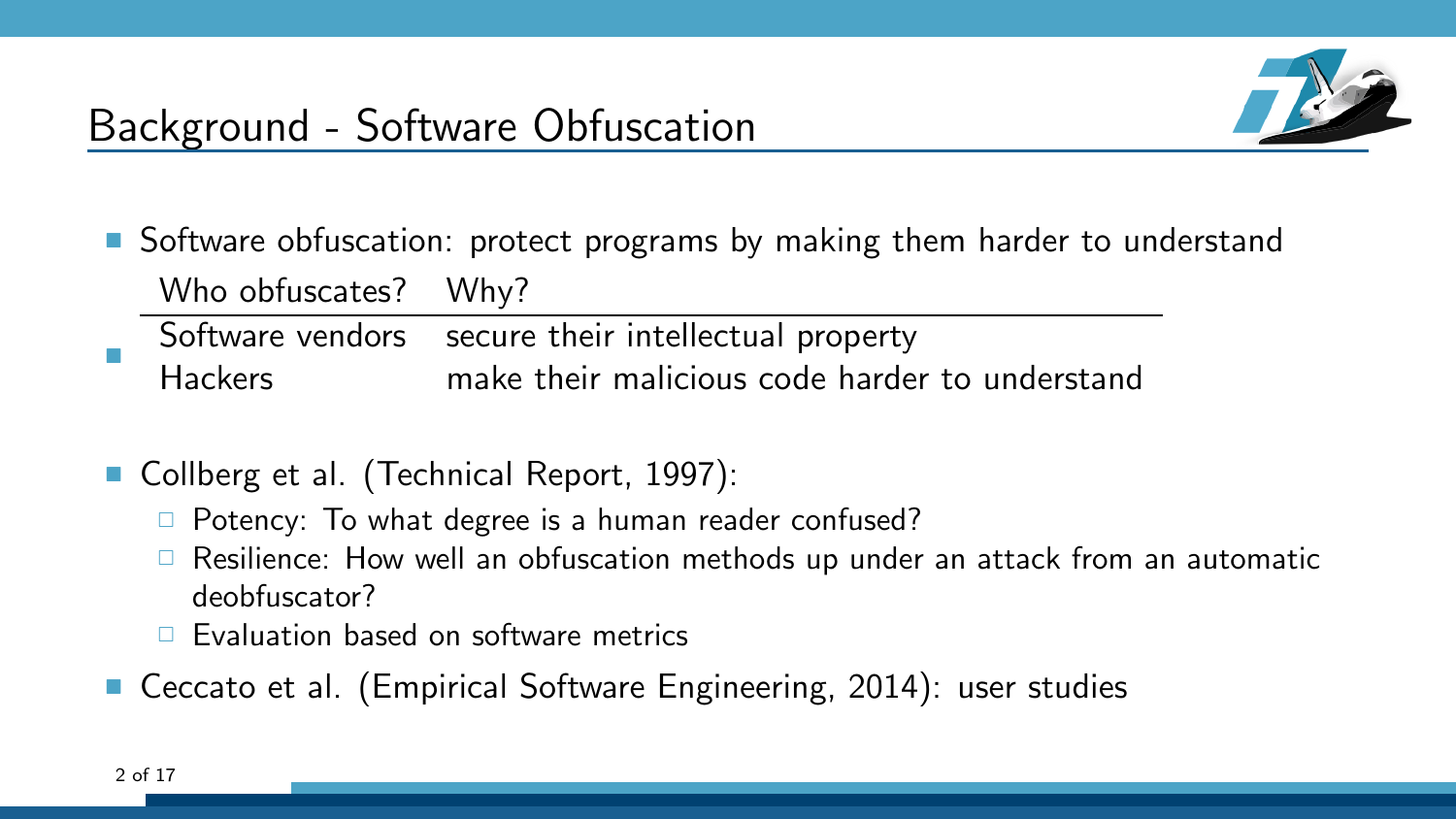# Background - Software Obfuscation

- Software obfuscation: protect programs by making them harder to understand

- | Who obfuscates? | Why? |
  | --- | --- |
  | Software vendors | secure their intellectual property |
  | Hackers | make their malicious code harder to understand |

- Collberg et al. (Technical Report, 1997):
  - Potency: To what degree is a human reader confused?
  - Resilience: How well an obfuscation methods up under an attack from an automatic deobfuscator?
  - Evaluation based on software metrics
- Ceccato et al. (Empirical Software Engineering, 2014): user studies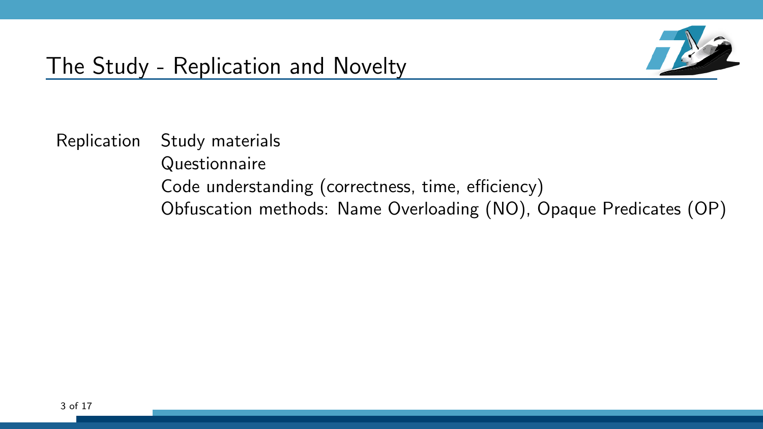# The Study - Replication and Novelty

Replication

- Study materials
- Questionnaire
- Code understanding (correctness, time, efficiency)
- Obfuscation methods: Name Overloading (NO), Opaque Predicates (OP)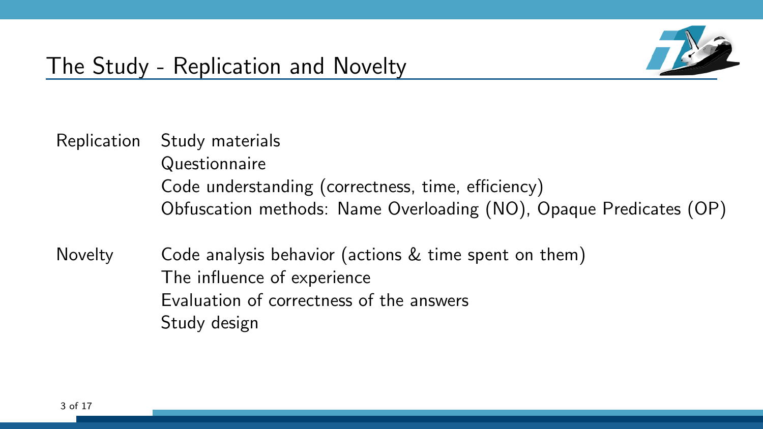# The Study - Replication and Novelty

**Replication**

- Study materials
- Questionnaire
- Code understanding (correctness, time, efficiency)
- Obfuscation methods: Name Overloading (NO), Opaque Predicates (OP)

**Novelty**

- Code analysis behavior (actions & time spent on them)
- The influence of experience
- Evaluation of correctness of the answers
- Study design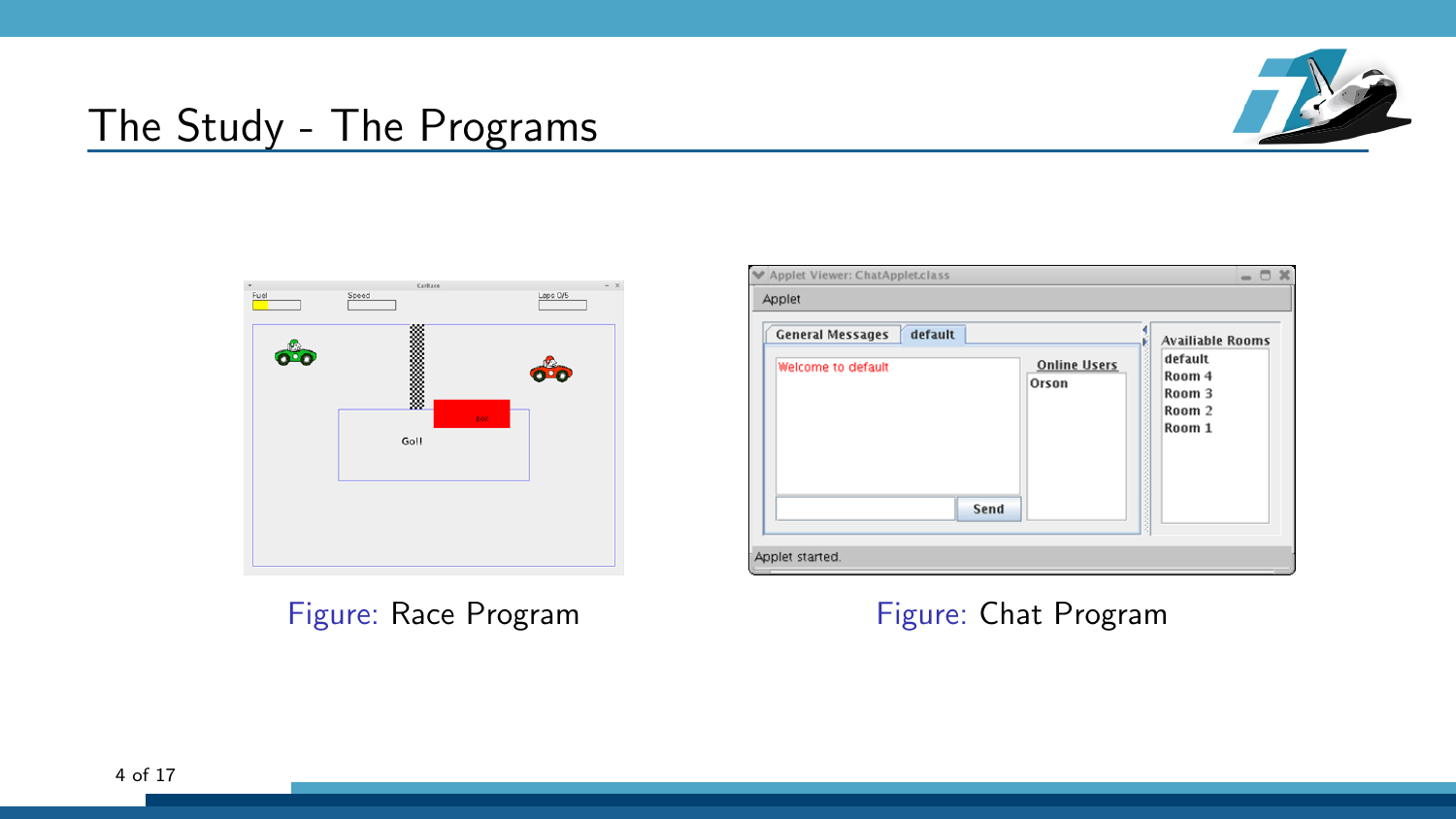# The Study - The Programs

Figure: Race Program

Figure: Chat Program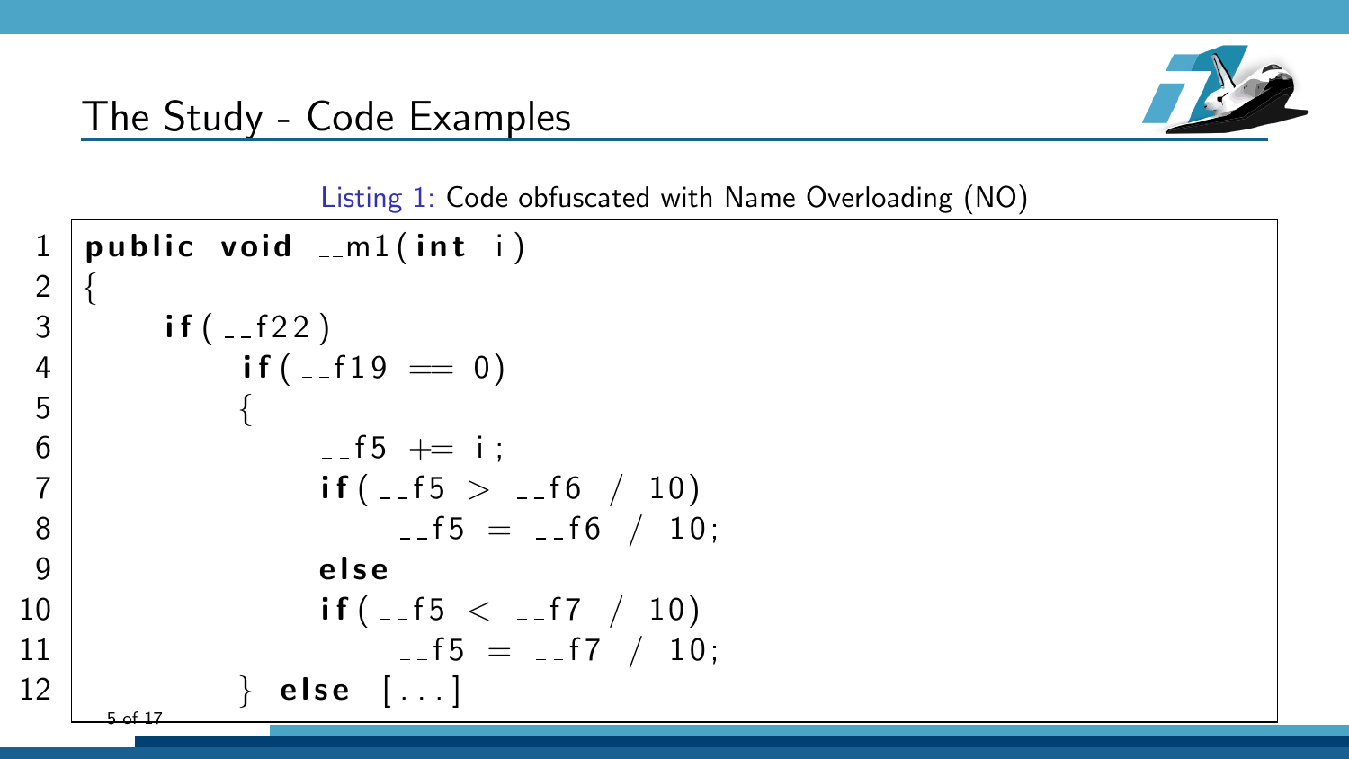## The Study - Code Examples

Listing 1: Code obfuscated with Name Overloading (NO)

```
1  public void __m1(int i)
2  {
3      if(__f22)
4          if(__f19 == 0)
5          {
6              __f5 += i;
7              if(__f5 > __f6 / 10)
8                  __f5 = __f6 / 10;
9              else
10             if(__f5 < __f7 / 10)
11                 __f5 = __f7 / 10;
12         } else [...]
```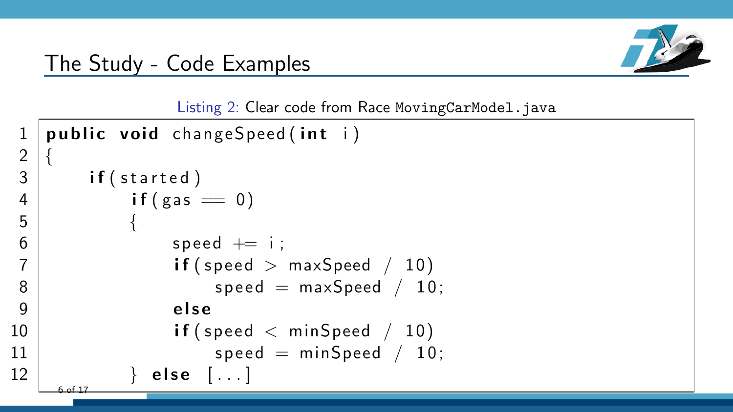# The Study - Code Examples

Listing 2: Clear code from Race MovingCarModel.java

```java
public void changeSpeed(int i)
{
    if(started)
        if(gas == 0)
        {
            speed += i;
            if(speed > maxSpeed / 10)
                speed = maxSpeed / 10;
            else
            if(speed < minSpeed / 10)
                speed = minSpeed / 10;
        } else [...]
```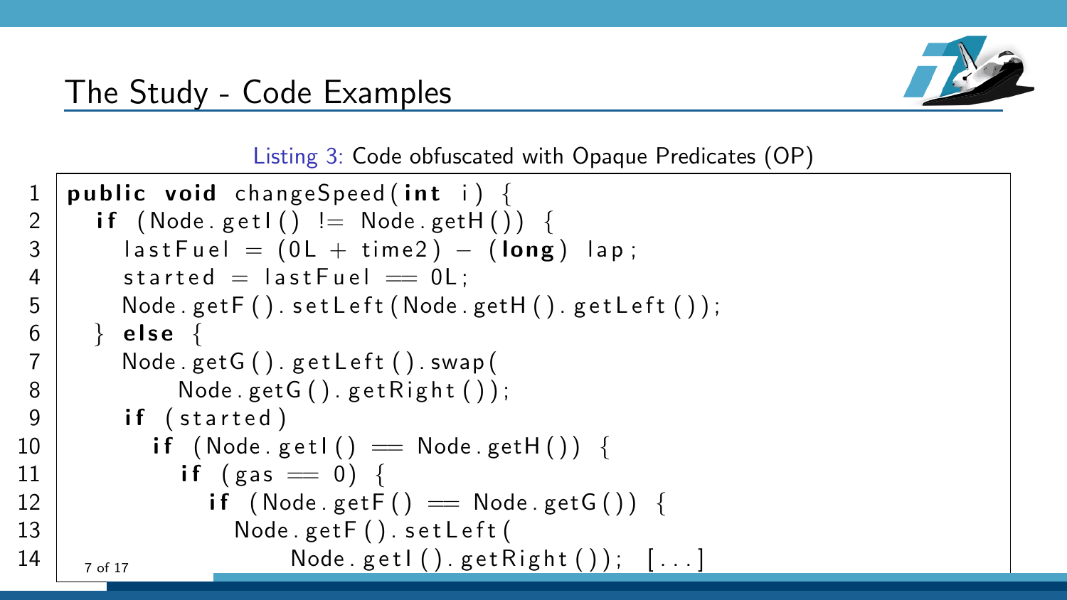## The Study - Code Examples

Listing 3: Code obfuscated with Opaque Predicates (OP)

```
1  public void changeSpeed(int i) {
2    if (Node.getI() != Node.getH()) {
3      lastFuel = (0L + time2) - (long) lap;
4      started = lastFuel == 0L;
5      Node.getF().setLeft(Node.getH().getLeft());
6    } else {
7      Node.getG().getLeft().swap(
8          Node.getG().getRight());
9      if (started)
10       if (Node.getI() == Node.getH()) {
11         if (gas == 0) {
12           if (Node.getF() == Node.getG()) {
13             Node.getF().setLeft(
14                 Node.getI().getRight()); [...]
```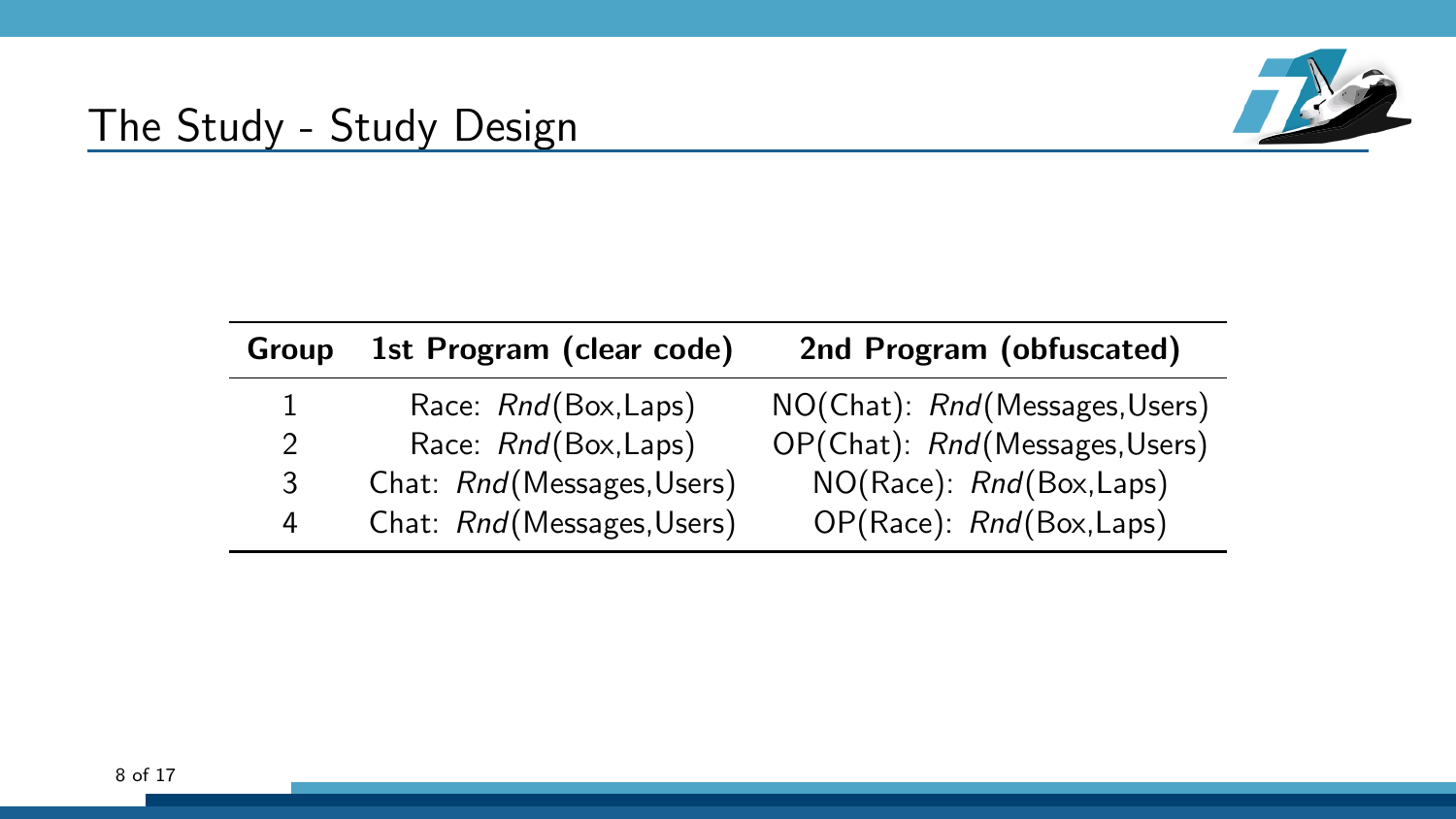# The Study - Study Design

| Group | 1st Program (clear code) | 2nd Program (obfuscated) |
|---|---|---|
| 1 | Race: *Rnd*(Box,Laps) | NO(Chat): *Rnd*(Messages,Users) |
| 2 | Race: *Rnd*(Box,Laps) | OP(Chat): *Rnd*(Messages,Users) |
| 3 | Chat: *Rnd*(Messages,Users) | NO(Race): *Rnd*(Box,Laps) |
| 4 | Chat: *Rnd*(Messages,Users) | OP(Race): *Rnd*(Box,Laps) |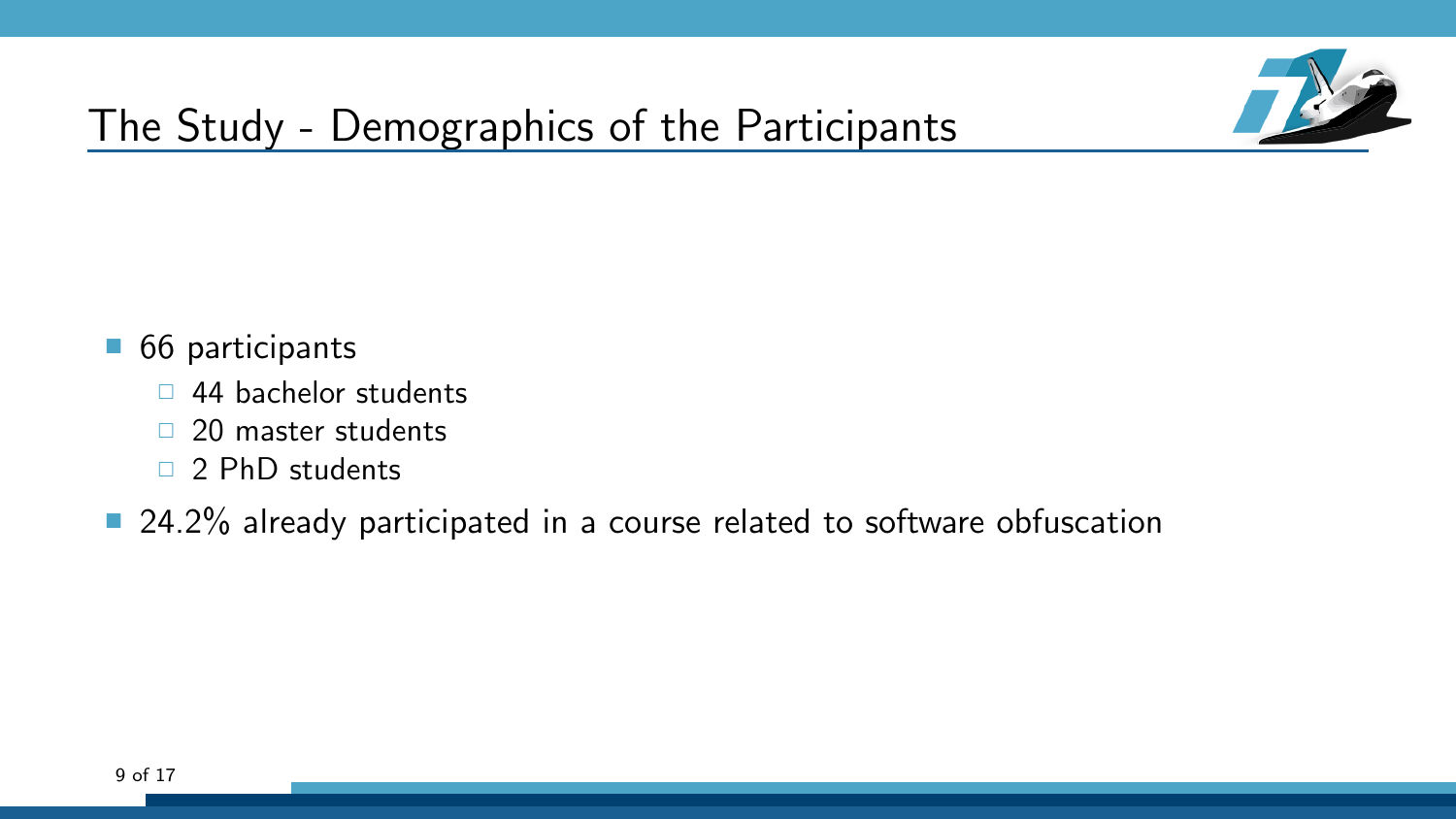# The Study - Demographics of the Participants

- 66 participants
  - 44 bachelor students
  - 20 master students
  - 2 PhD students
- 24.2% already participated in a course related to software obfuscation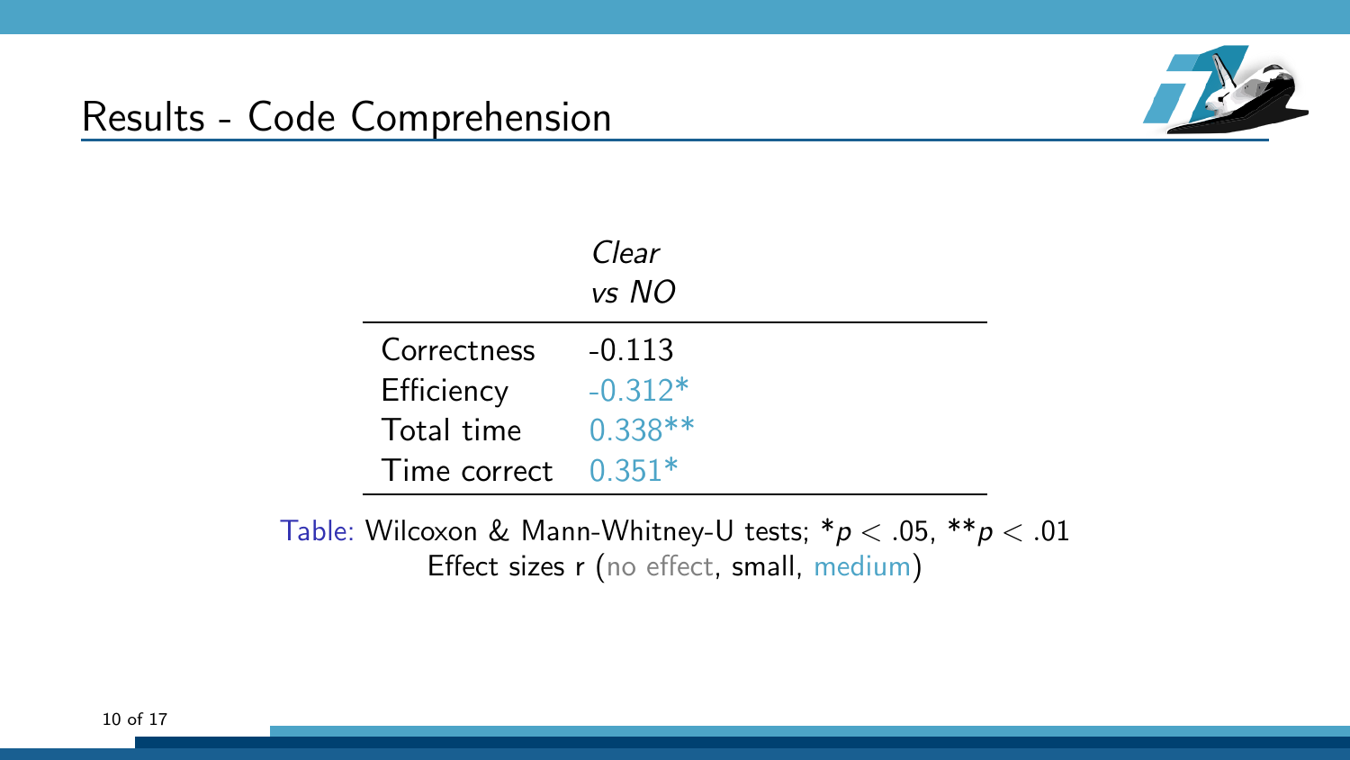## Results - Code Comprehension

| | *Clear vs NO* |
|---|---|
| Correctness | -0.113 |
| Efficiency | -0.312* |
| Total time | 0.338** |
| Time correct | 0.351* |

Table: Wilcoxon & Mann-Whitney-U tests; *$p < .05$, **$p < .01$
Effect sizes r (no effect, small, medium)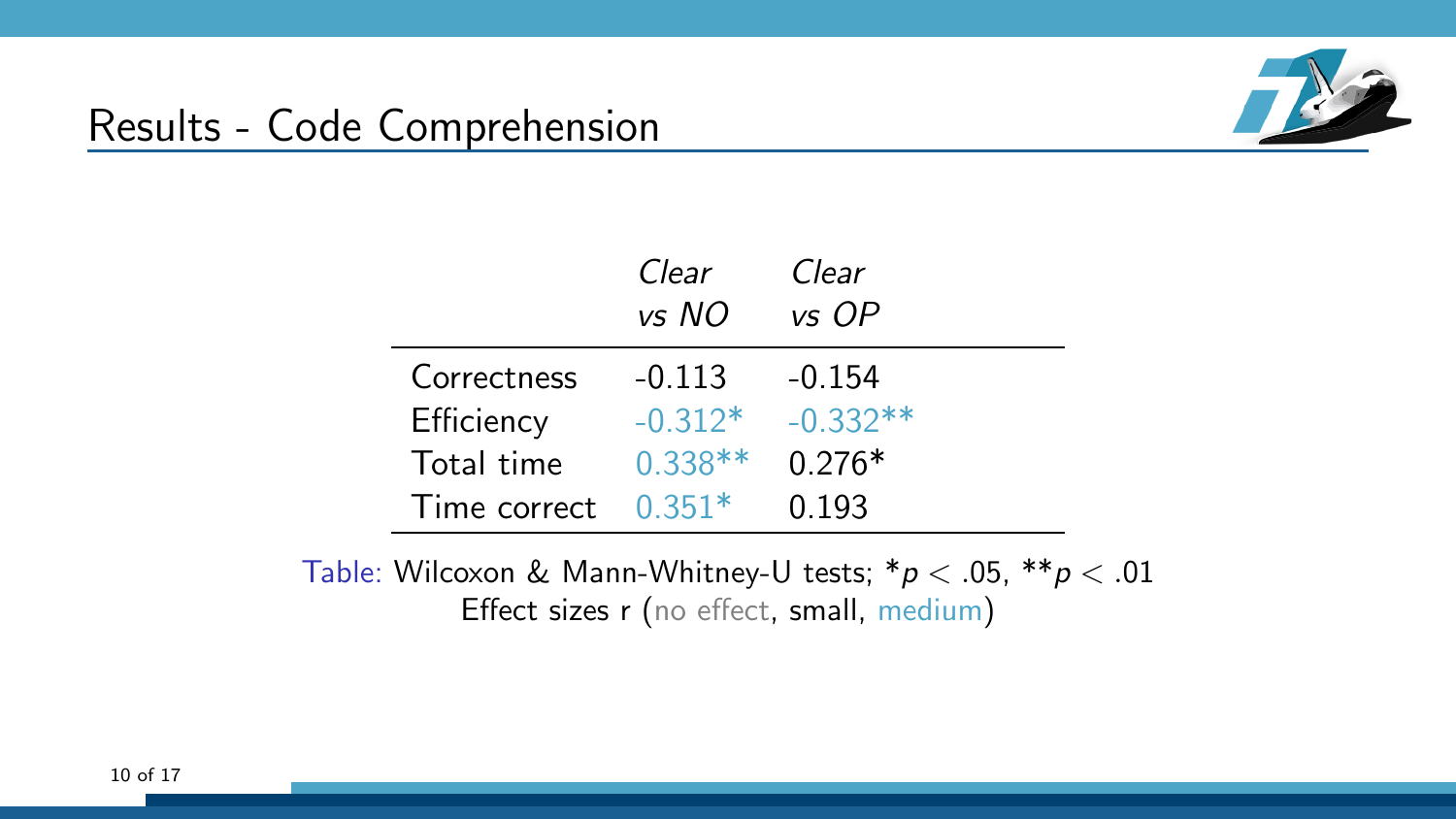## Results - Code Comprehension

| | *Clear vs NO* | *Clear vs OP* |
|---|---|---|
| Correctness | -0.113 | -0.154 |
| Efficiency | -0.312* | -0.332** |
| Total time | 0.338** | 0.276* |
| Time correct | 0.351* | 0.193 |

Table: Wilcoxon & Mann-Whitney-U tests; *$p < .05$, **$p < .01$
Effect sizes r (no effect, small, medium)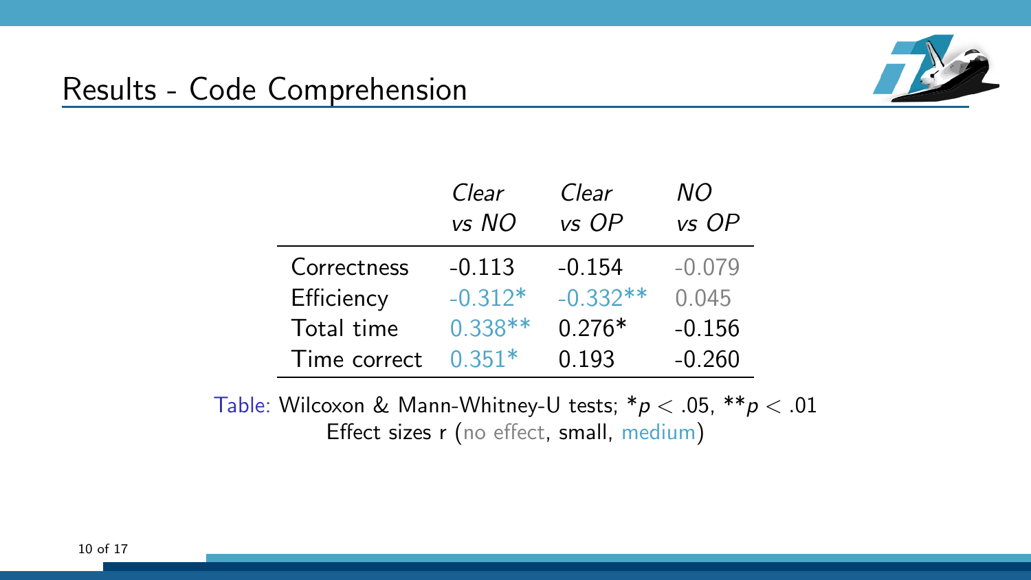## Results - Code Comprehension

| | *Clear vs NO* | *Clear vs OP* | *NO vs OP* |
|---|---|---|---|
| Correctness | -0.113 | -0.154 | -0.079 |
| Efficiency | -0.312* | -0.332** | 0.045 |
| Total time | 0.338** | 0.276* | -0.156 |
| Time correct | 0.351* | 0.193 | -0.260 |

Table: Wilcoxon & Mann-Whitney-U tests; *$p < .05$, **$p < .01$
Effect sizes r (no effect, small, medium)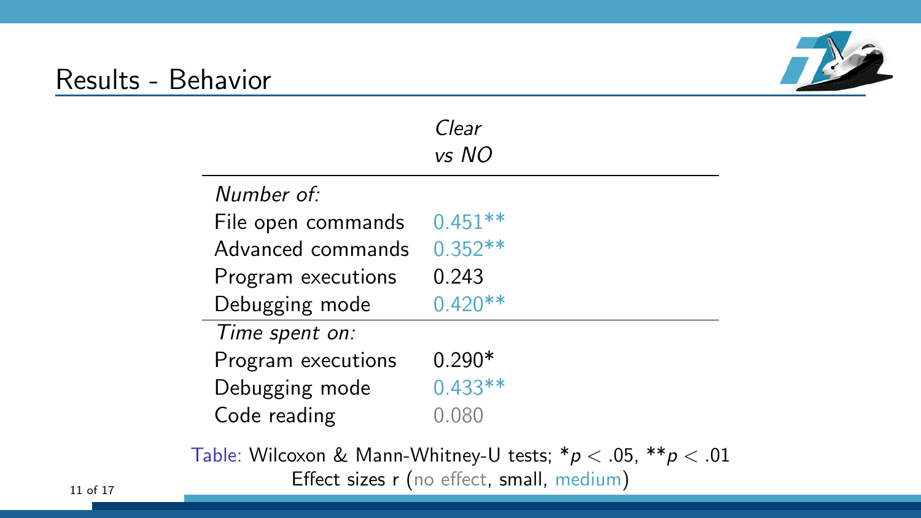## Results - Behavior

| | *Clear vs NO* |
|---|---|
| *Number of:* | |
| File open commands | 0.451** |
| Advanced commands | 0.352** |
| Program executions | 0.243 |
| Debugging mode | 0.420** |
| *Time spent on:* | |
| Program executions | 0.290* |
| Debugging mode | 0.433** |
| Code reading | 0.080 |

Table: Wilcoxon & Mann-Whitney-U tests; $^{*}p < .05$, $^{**}p < .01$
Effect sizes r (no effect, small, medium)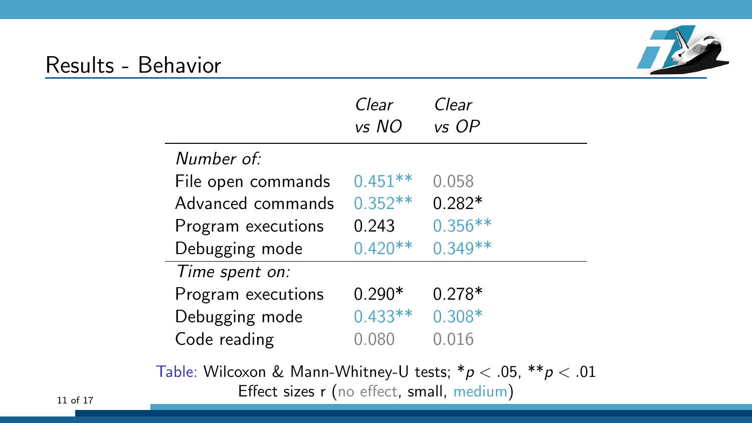## Results - Behavior

| | *Clear vs NO* | *Clear vs OP* |
|---|---|---|
| *Number of:* | | |
| File open commands | 0.451** | 0.058 |
| Advanced commands | 0.352** | 0.282* |
| Program executions | 0.243 | 0.356** |
| Debugging mode | 0.420** | 0.349** |
| *Time spent on:* | | |
| Program executions | 0.290* | 0.278* |
| Debugging mode | 0.433** | 0.308* |
| Code reading | 0.080 | 0.016 |

Table: Wilcoxon & Mann-Whitney-U tests; *$p < .05$, **$p < .01$
Effect sizes r (no effect, small, medium)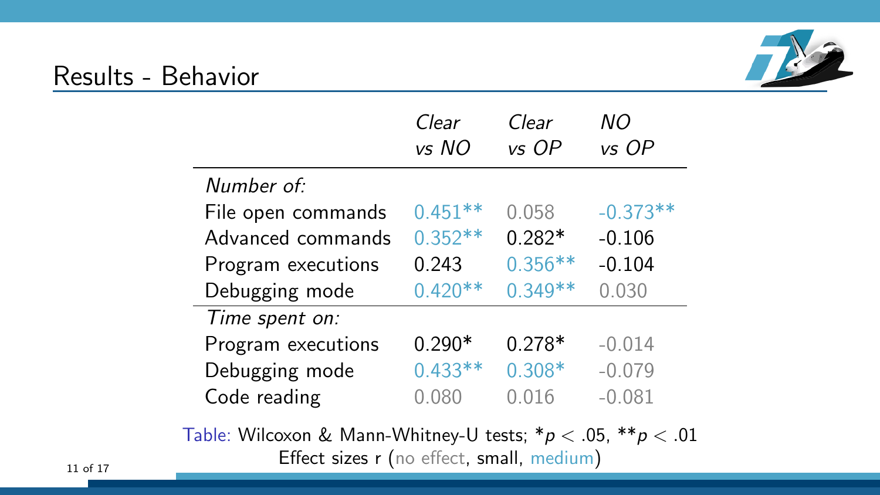## Results - Behavior

| | *Clear vs NO* | *Clear vs OP* | *NO vs OP* |
|---|---|---|---|
| *Number of:* | | | |
| File open commands | 0.451** | 0.058 | -0.373** |
| Advanced commands | 0.352** | 0.282* | -0.106 |
| Program executions | 0.243 | 0.356** | -0.104 |
| Debugging mode | 0.420** | 0.349** | 0.030 |
| *Time spent on:* | | | |
| Program executions | 0.290* | 0.278* | -0.014 |
| Debugging mode | 0.433** | 0.308* | -0.079 |
| Code reading | 0.080 | 0.016 | -0.081 |

Table: Wilcoxon & Mann-Whitney-U tests; *$p < .05$, **$p < .01$
Effect sizes r (no effect, small, medium)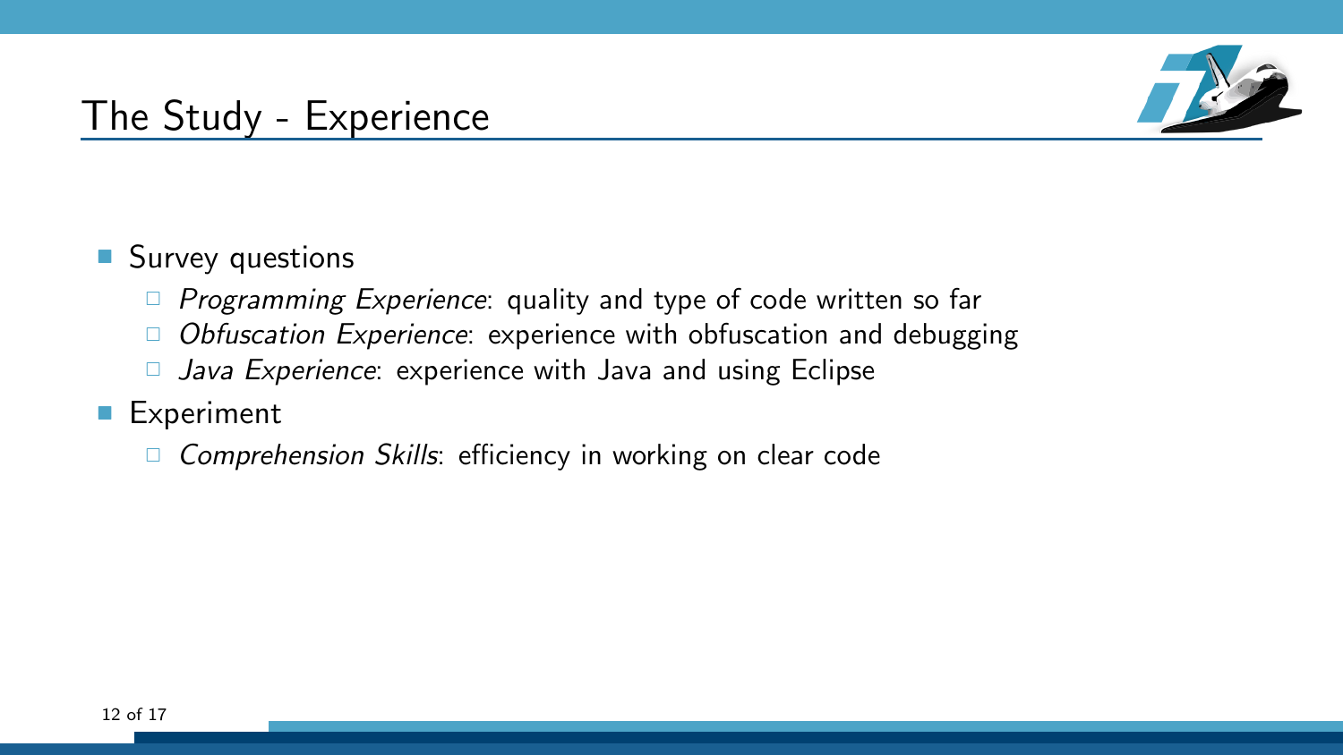# The Study - Experience

- Survey questions
  - *Programming Experience*: quality and type of code written so far
  - *Obfuscation Experience*: experience with obfuscation and debugging
  - *Java Experience*: experience with Java and using Eclipse
- Experiment
  - *Comprehension Skills*: efficiency in working on clear code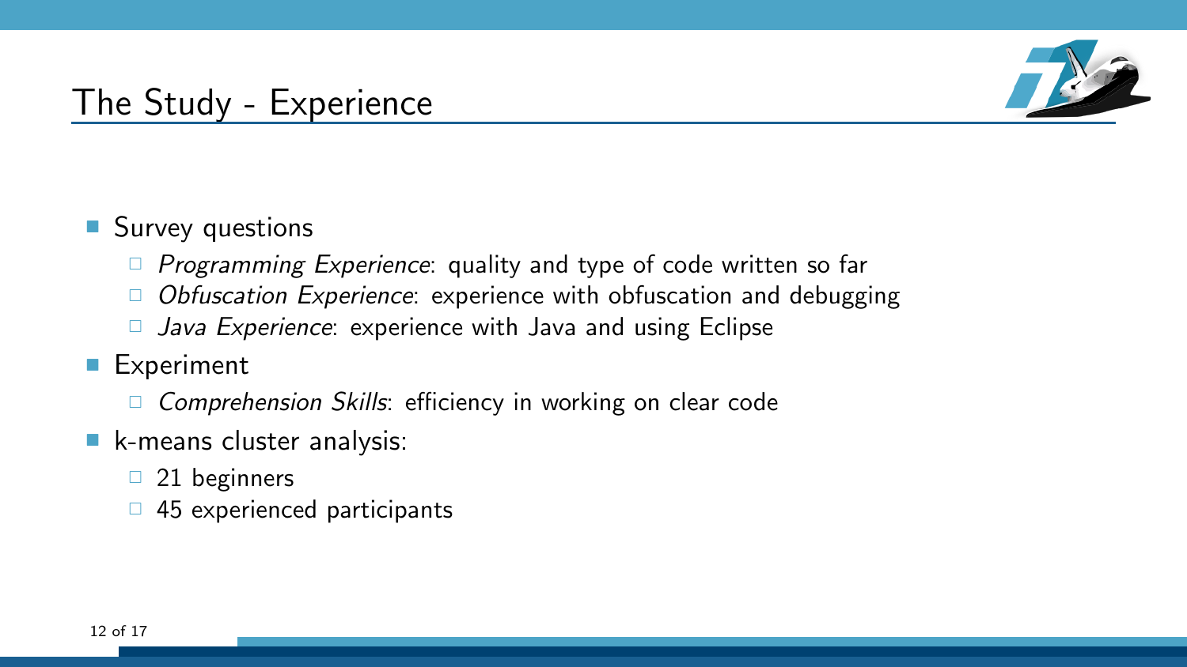# The Study - Experience

- Survey questions
  - *Programming Experience*: quality and type of code written so far
  - *Obfuscation Experience*: experience with obfuscation and debugging
  - *Java Experience*: experience with Java and using Eclipse
- Experiment
  - *Comprehension Skills*: efficiency in working on clear code
- k-means cluster analysis:
  - 21 beginners
  - 45 experienced participants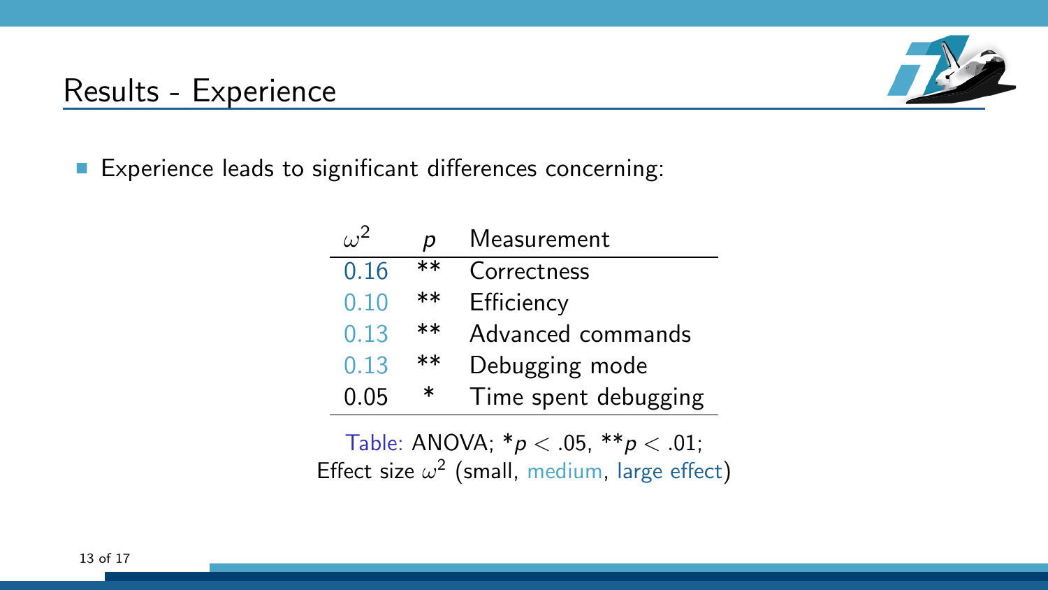## Results - Experience

- Experience leads to significant differences concerning:

| $\omega^2$ | $p$ | Measurement |
|---|---|---|
| 0.16 | ** | Correctness |
| 0.10 | ** | Efficiency |
| 0.13 | ** | Advanced commands |
| 0.13 | ** | Debugging mode |
| 0.05 | * | Time spent debugging |

Table: ANOVA; *$p < .05$, **$p < .01$;
Effect size $\omega^2$ (small, medium, large effect)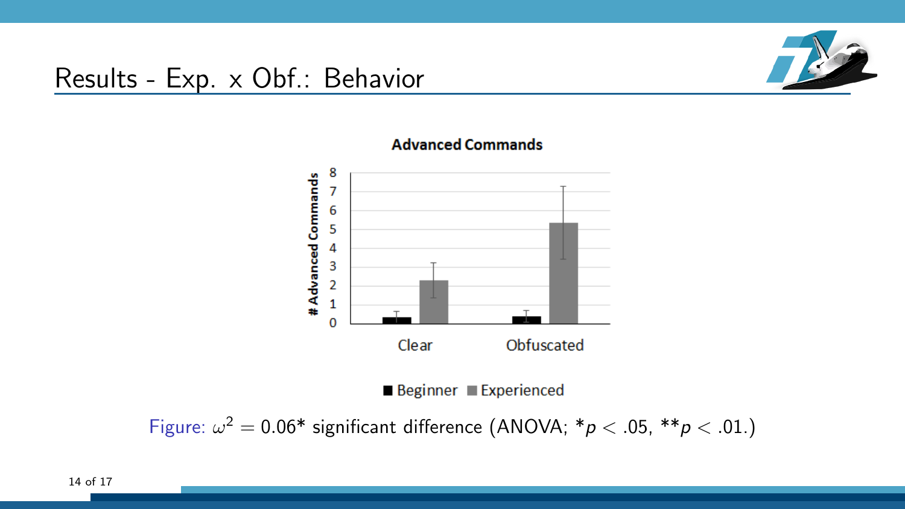# Results - Exp. x Obf.: Behavior

**Advanced Commands**

Figure: $\omega^2 = 0.06$* significant difference (ANOVA; *$p < .05$, **$p < .01$.)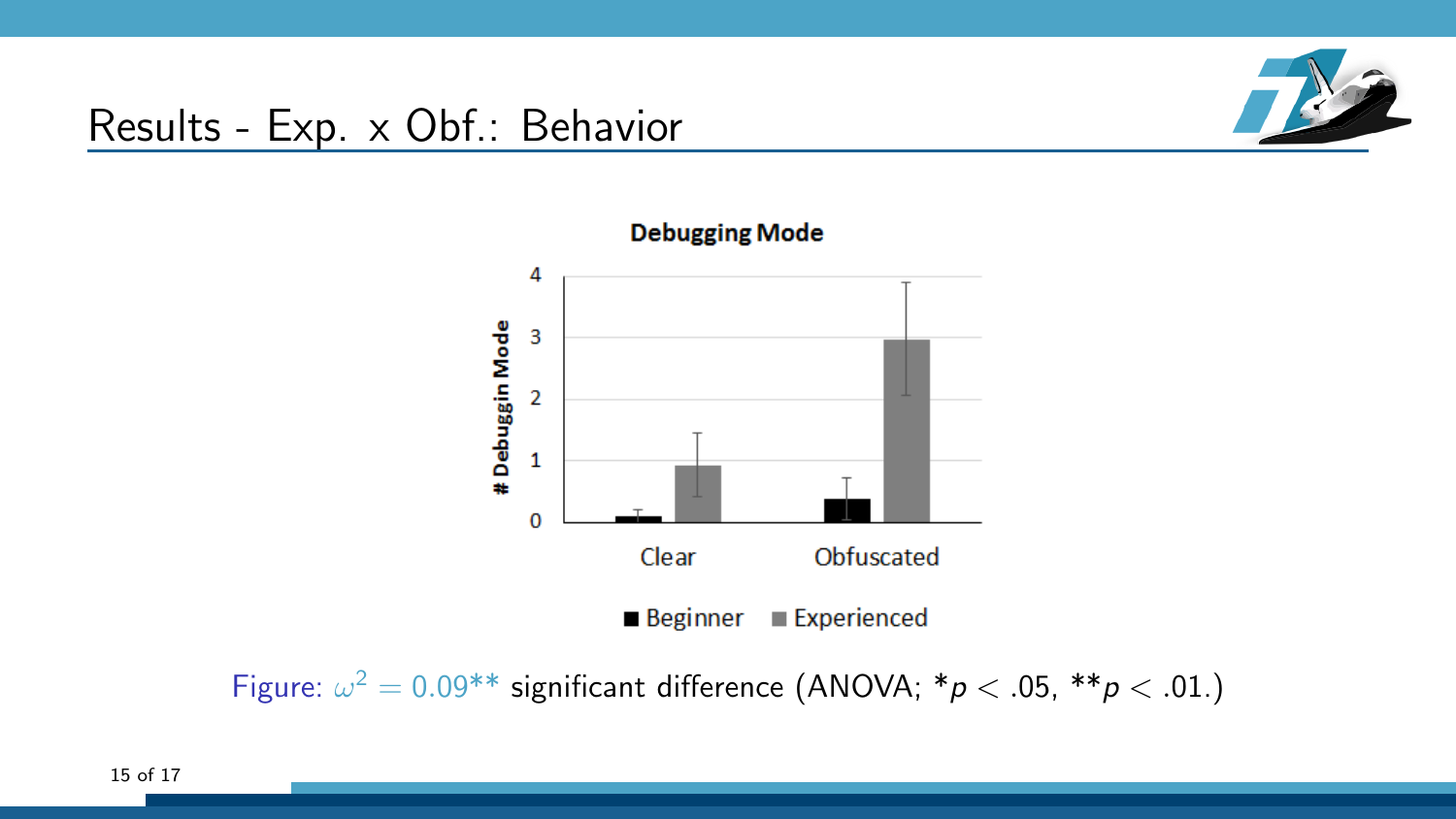# Results - Exp. x Obf.: Behavior

**Debugging Mode**

# Debuggin Mode

Clear | Obfuscated

Beginner | Experienced

Figure: $\omega^2 = 0.09$** significant difference (ANOVA; *$p < .05$, **$p < .01$.)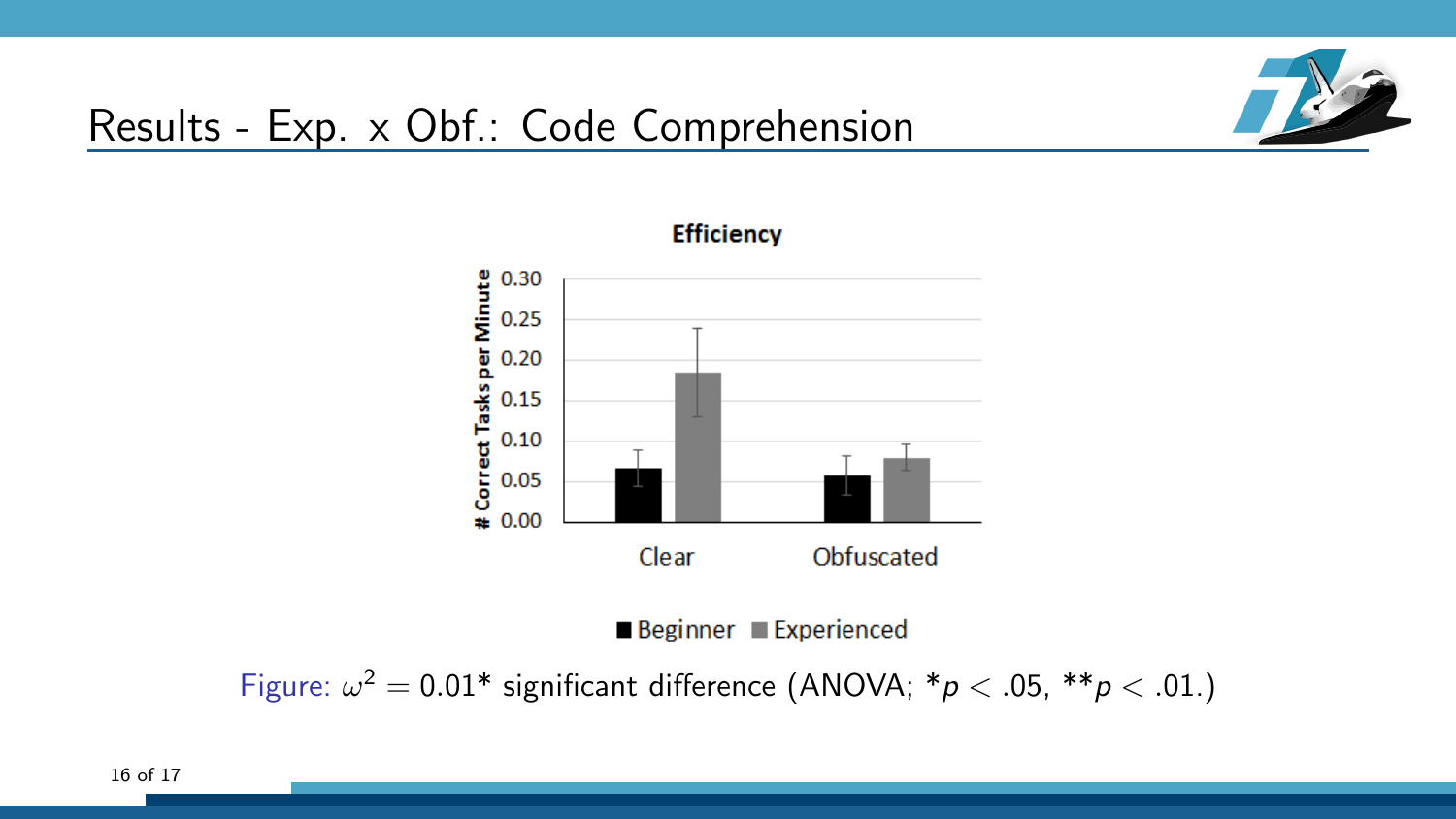# Results - Exp. x Obf.: Code Comprehension

**Efficiency**

| | Beginner | Experienced |
|---|---|---|
| Clear | ~0.07 | ~0.18 |
| Obfuscated | ~0.06 | ~0.08 |

# Correct Tasks per Minute

Figure: $\omega^2 = 0.01$* significant difference (ANOVA; *$p < .05$, **$p < .01$.)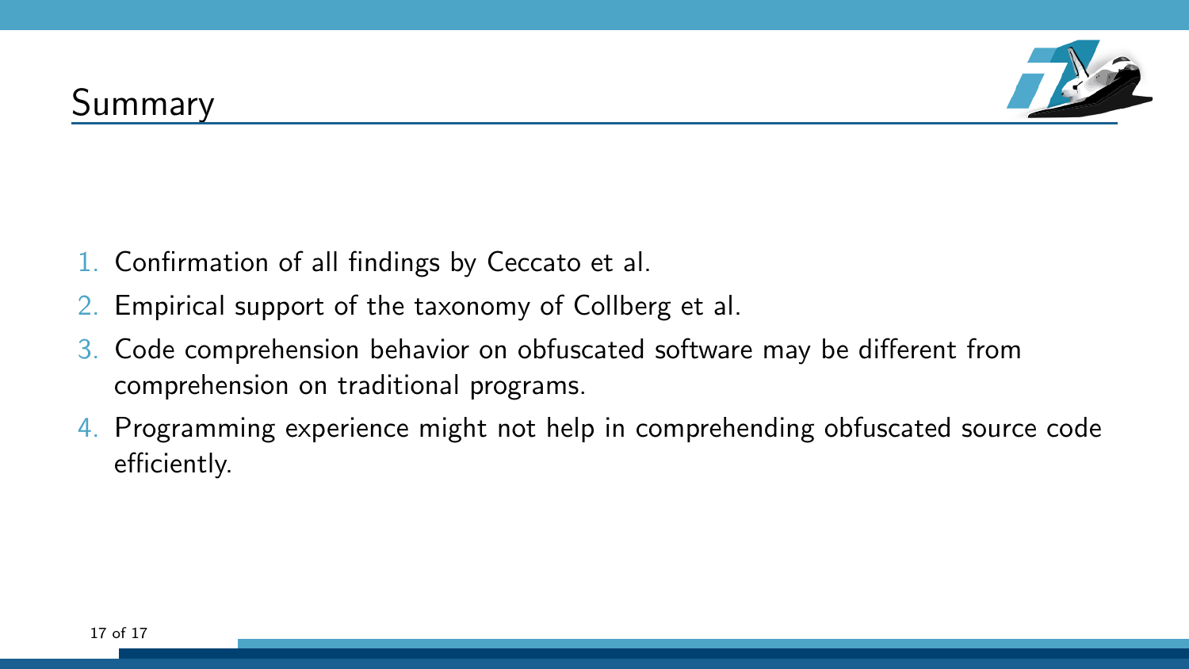# Summary

1. Confirmation of all findings by Ceccato et al.
2. Empirical support of the taxonomy of Collberg et al.
3. Code comprehension behavior on obfuscated software may be different from comprehension on traditional programs.
4. Programming experience might not help in comprehending obfuscated source code efficiently.